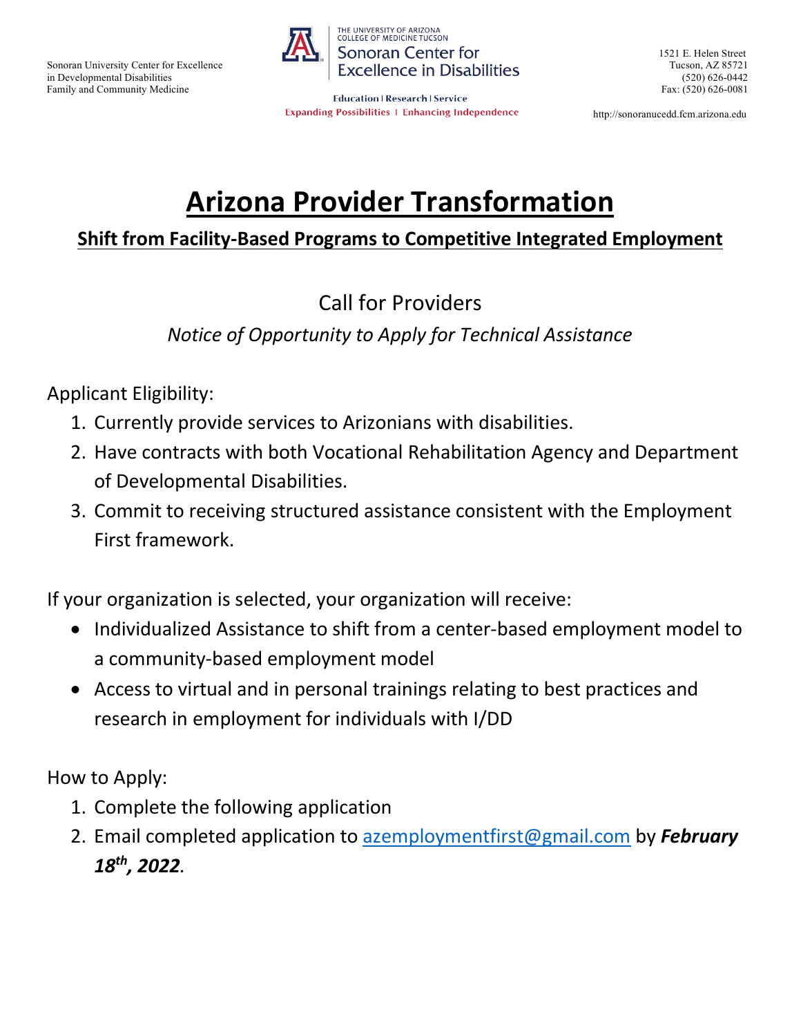Sonoran University Center for Excellence
in Developmental Disabilities
Family and Community Medicine

THE UNIVERSITY OF ARIZONA
COLLEGE OF MEDICINE TUCSON
Sonoran Center for Excellence in Disabilities

Education | Research | Service
Expanding Possibilities | Enhancing Independence

1521 E. Helen Street
Tucson, AZ 85721
(520) 626-0442
Fax: (520) 626-0081

http://sonoranucedd.fcm.arizona.edu

# Arizona Provider Transformation

## Shift from Facility-Based Programs to Competitive Integrated Employment

Call for Providers

*Notice of Opportunity to Apply for Technical Assistance*

Applicant Eligibility:

1. Currently provide services to Arizonians with disabilities.
2. Have contracts with both Vocational Rehabilitation Agency and Department of Developmental Disabilities.
3. Commit to receiving structured assistance consistent with the Employment First framework.

If your organization is selected, your organization will receive:

- Individualized Assistance to shift from a center-based employment model to a community-based employment model
- Access to virtual and in personal trainings relating to best practices and research in employment for individuals with I/DD

How to Apply:

1. Complete the following application
2. Email completed application to azemploymentfirst@gmail.com by ***February 18th, 2022***.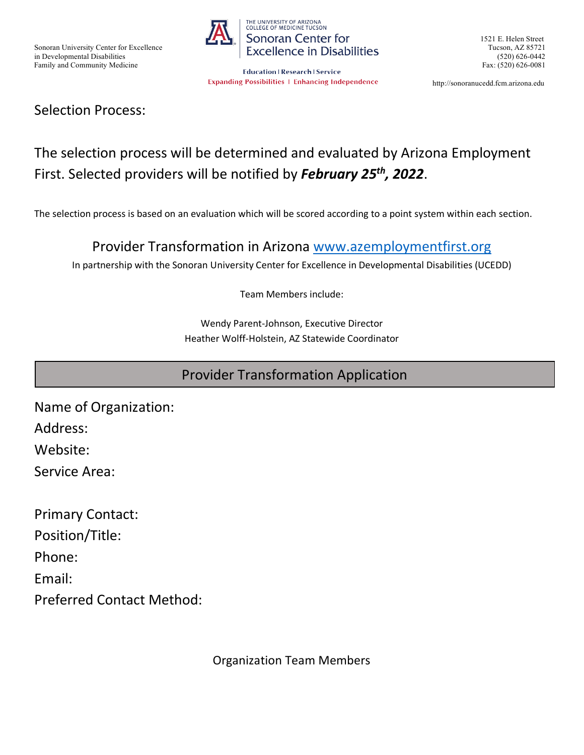Sonoran University Center for Excellence in Developmental Disabilities
Family and Community Medicine

THE UNIVERSITY OF ARIZONA
COLLEGE OF MEDICINE TUCSON
Sonoran Center for Excellence in Disabilities

Education | Research | Service
Expanding Possibilities | Enhancing Independence

1521 E. Helen Street
Tucson, AZ 85721
(520) 626-0442
Fax: (520) 626-0081

http://sonoranucedd.fcm.arizona.edu

## Selection Process:

The selection process will be determined and evaluated by Arizona Employment First. Selected providers will be notified by ***February 25th, 2022***.

The selection process is based on an evaluation which will be scored according to a point system within each section.

Provider Transformation in Arizona www.azemploymentfirst.org

In partnership with the Sonoran University Center for Excellence in Developmental Disabilities (UCEDD)

Team Members include:

Wendy Parent-Johnson, Executive Director
Heather Wolff-Holstein, AZ Statewide Coordinator

## Provider Transformation Application

Name of Organization:
Address:
Website:
Service Area:

Primary Contact:
Position/Title:
Phone:
Email:
Preferred Contact Method:

Organization Team Members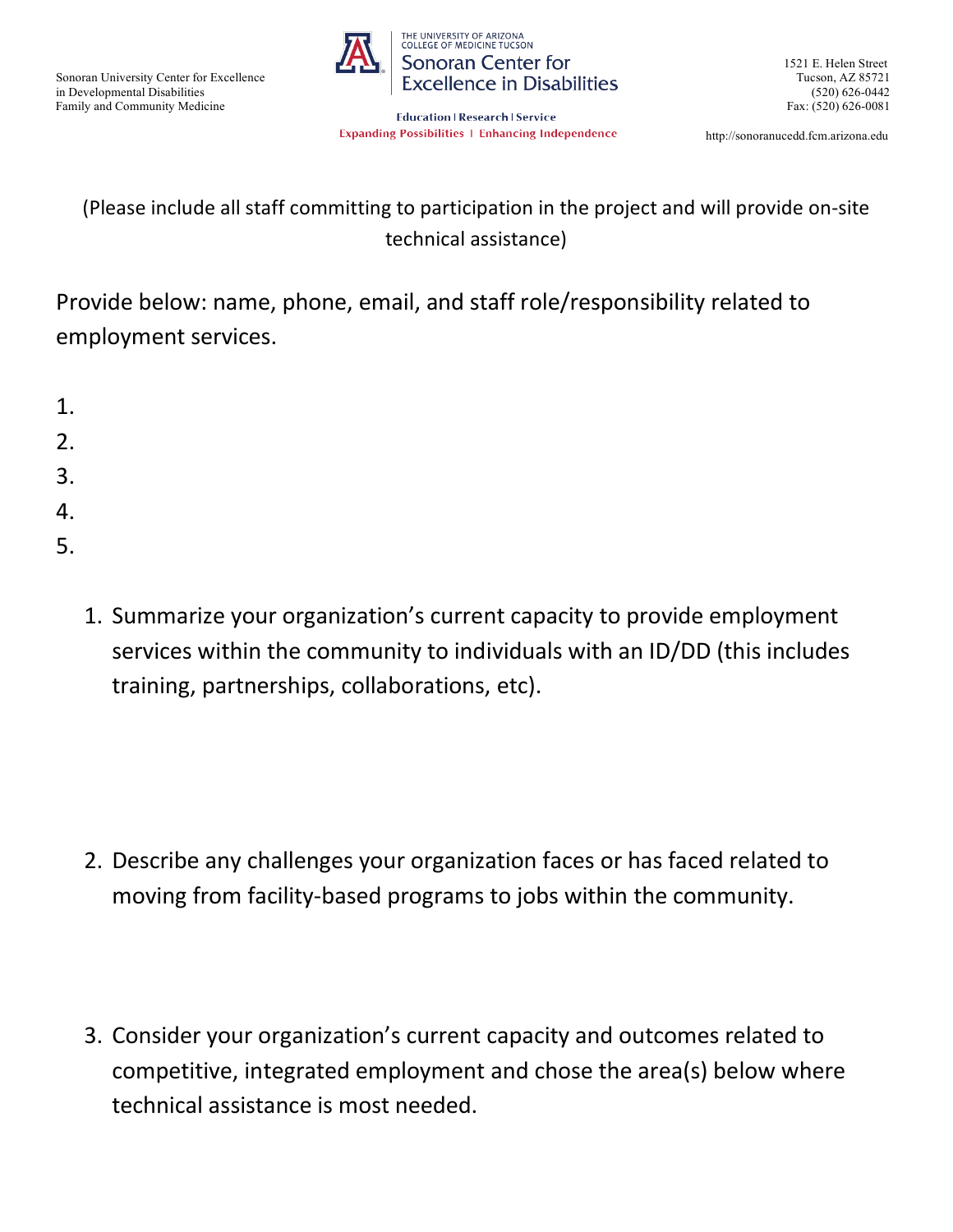Sonoran University Center for Excellence
in Developmental Disabilities
Family and Community Medicine

THE UNIVERSITY OF ARIZONA
COLLEGE OF MEDICINE TUCSON
Sonoran Center for Excellence in Disabilities

Education | Research | Service
Expanding Possibilities | Enhancing Independence

1521 E. Helen Street
Tucson, AZ 85721
(520) 626-0442
Fax: (520) 626-0081

http://sonoranucedd.fcm.arizona.edu

(Please include all staff committing to participation in the project and will provide on-site technical assistance)

Provide below: name, phone, email, and staff role/responsibility related to employment services.

1.
2.
3.
4.
5.

1. Summarize your organization's current capacity to provide employment services within the community to individuals with an ID/DD (this includes training, partnerships, collaborations, etc).

2. Describe any challenges your organization faces or has faced related to moving from facility-based programs to jobs within the community.

3. Consider your organization's current capacity and outcomes related to competitive, integrated employment and chose the area(s) below where technical assistance is most needed.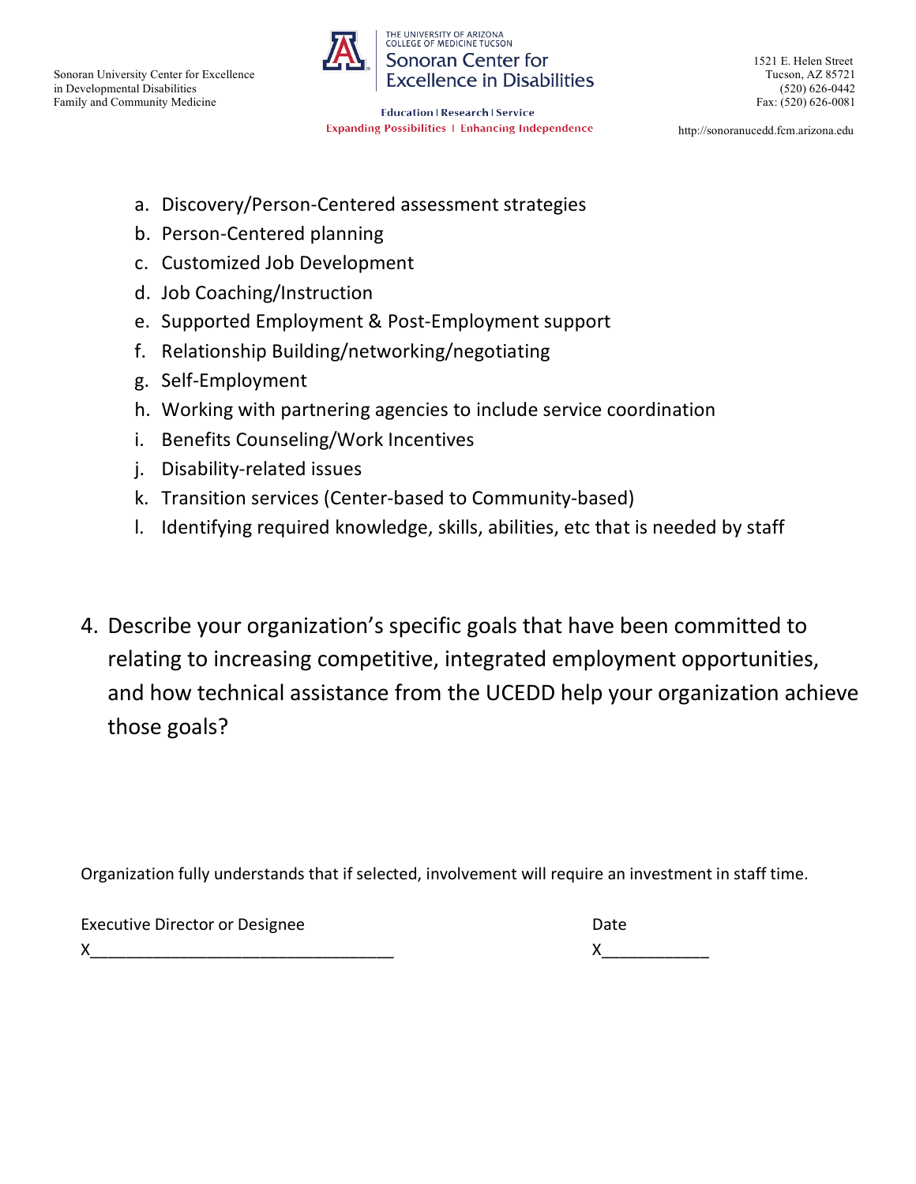a. Discovery/Person-Centered assessment strategies
b. Person-Centered planning
c. Customized Job Development
d. Job Coaching/Instruction
e. Supported Employment & Post-Employment support
f. Relationship Building/networking/negotiating
g. Self-Employment
h. Working with partnering agencies to include service coordination
i. Benefits Counseling/Work Incentives
j. Disability-related issues
k. Transition services (Center-based to Community-based)
l. Identifying required knowledge, skills, abilities, etc that is needed by staff

4. Describe your organization's specific goals that have been committed to relating to increasing competitive, integrated employment opportunities, and how technical assistance from the UCEDD help your organization achieve those goals?

Organization fully understands that if selected, involvement will require an investment in staff time.

Executive Director or Designee
X_________________________________

Date
X____________